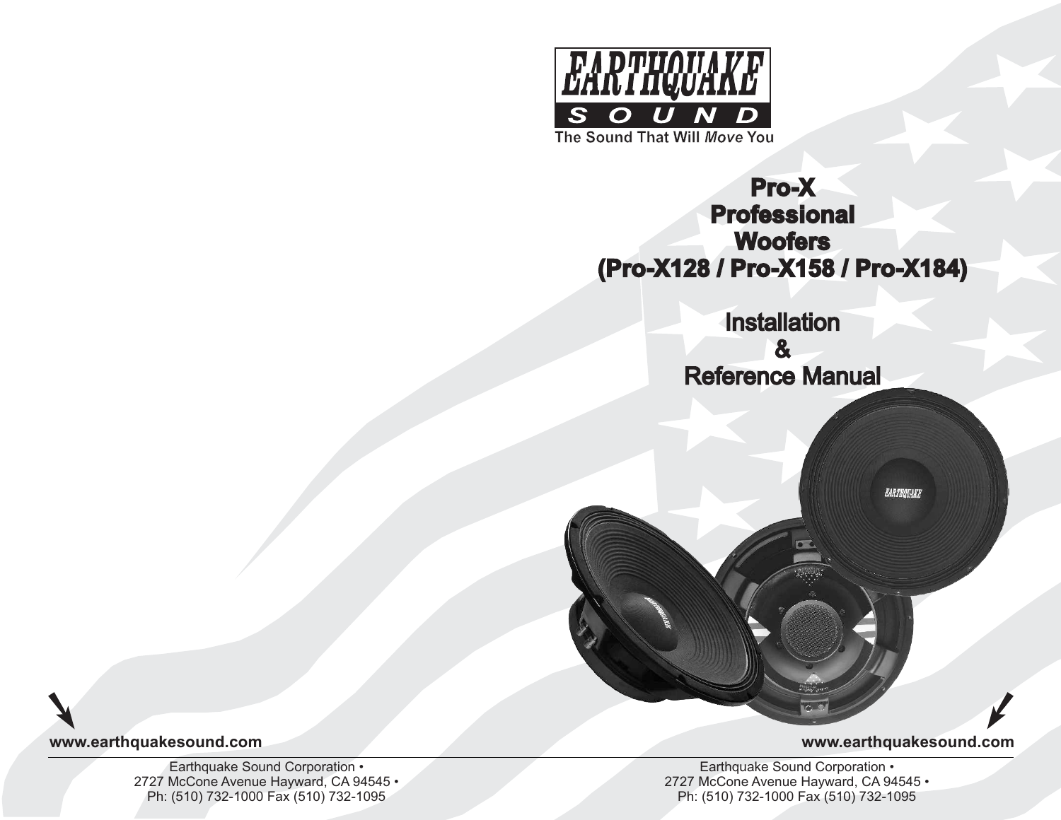EARTHQUAKE SOUND

The Sound That Will *Move* You

# Pro-X Professional Woofers (Pro-X128 / Pro-X158 / Pro-X184)

# Installation & Reference Manual

www.earthquakesound.com

Earthquake Sound Corporation •
2727 McCone Avenue Hayward, CA 94545 •
Ph: (510) 732-1000 Fax (510) 732-1095

www.earthquakesound.com

Earthquake Sound Corporation •
2727 McCone Avenue Hayward, CA 94545 •
Ph: (510) 732-1000 Fax (510) 732-1095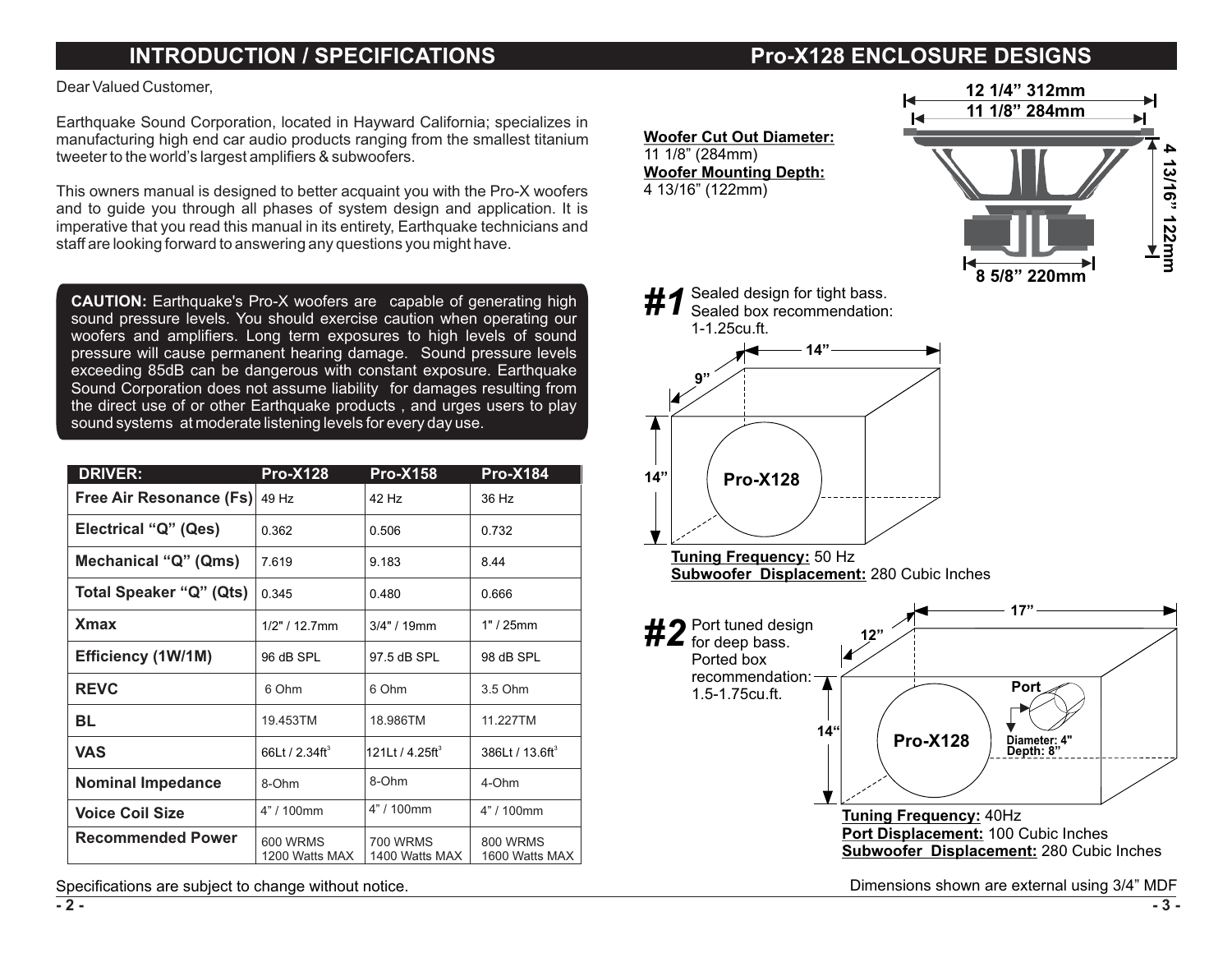# INTRODUCTION / SPECIFICATIONS

Dear Valued Customer,

Earthquake Sound Corporation, located in Hayward California; specializes in manufacturing high end car audio products ranging from the smallest titanium tweeter to the world's largest amplifiers & subwoofers.

This owners manual is designed to better acquaint you with the Pro-X woofers and to guide you through all phases of system design and application. It is imperative that you read this manual in its entirety, Earthquake technicians and staff are looking forward to answering any questions you might have.

**CAUTION:** Earthquake's Pro-X woofers are capable of generating high sound pressure levels. You should exercise caution when operating our woofers and amplifiers. Long term exposures to high levels of sound pressure will cause permanent hearing damage. Sound pressure levels exceeding 85dB can be dangerous with constant exposure. Earthquake Sound Corporation does not assume liability for damages resulting from the direct use of or other Earthquake products , and urges users to play sound systems at moderate listening levels for every day use.

| DRIVER: | Pro-X128 | Pro-X158 | Pro-X184 |
|---|---|---|---|
| Free Air Resonance (Fs) | 49 Hz | 42 Hz | 36 Hz |
| Electrical "Q" (Qes) | 0.362 | 0.506 | 0.732 |
| Mechanical "Q" (Qms) | 7.619 | 9.183 | 8.44 |
| Total Speaker "Q" (Qts) | 0.345 | 0.480 | 0.666 |
| Xmax | 1/2" / 12.7mm | 3/4" / 19mm | 1" / 25mm |
| Efficiency (1W/1M) | 96 dB SPL | 97.5 dB SPL | 98 dB SPL |
| REVC | 6 Ohm | 6 Ohm | 3.5 Ohm |
| BL | 19.453TM | 18.986TM | 11.227TM |
| VAS | 66Lt / 2.34ft$^3$ | 121Lt / 4.25ft$^3$ | 386Lt / 13.6ft$^3$ |
| Nominal Impedance | 8-Ohm | 8-Ohm | 4-Ohm |
| Voice Coil Size | 4" / 100mm | 4" / 100mm | 4" / 100mm |
| Recommended Power | 600 WRMS 1200 Watts MAX | 700 WRMS 1400 Watts MAX | 800 WRMS 1600 Watts MAX |

Specifications are subject to change without notice.

# Pro-X128 ENCLOSURE DESIGNS

**Woofer Cut Out Diameter:**
11 1/8" (284mm)
**Woofer Mounting Depth:**
4 13/16" (122mm)

12 1/4" 312mm
11 1/8" 284mm
4 13/16" 122mm
8 5/8" 220mm

**#1** Sealed design for tight bass.
Sealed box recommendation: 1-1.25cu.ft.

14" 9" 14" Pro-X128

**Tuning Frequency:** 50 Hz
**Subwoofer Displacement:** 280 Cubic Inches

**#2** Port tuned design for deep bass.
Ported box recommendation: 1.5-1.75cu.ft.

17" 12" 14" Pro-X128 Port Diameter: 4" Depth: 8"

**Tuning Frequency:** 40Hz
**Port Displacement:** 100 Cubic Inches
**Subwoofer Displacement:** 280 Cubic Inches

Dimensions shown are external using 3/4" MDF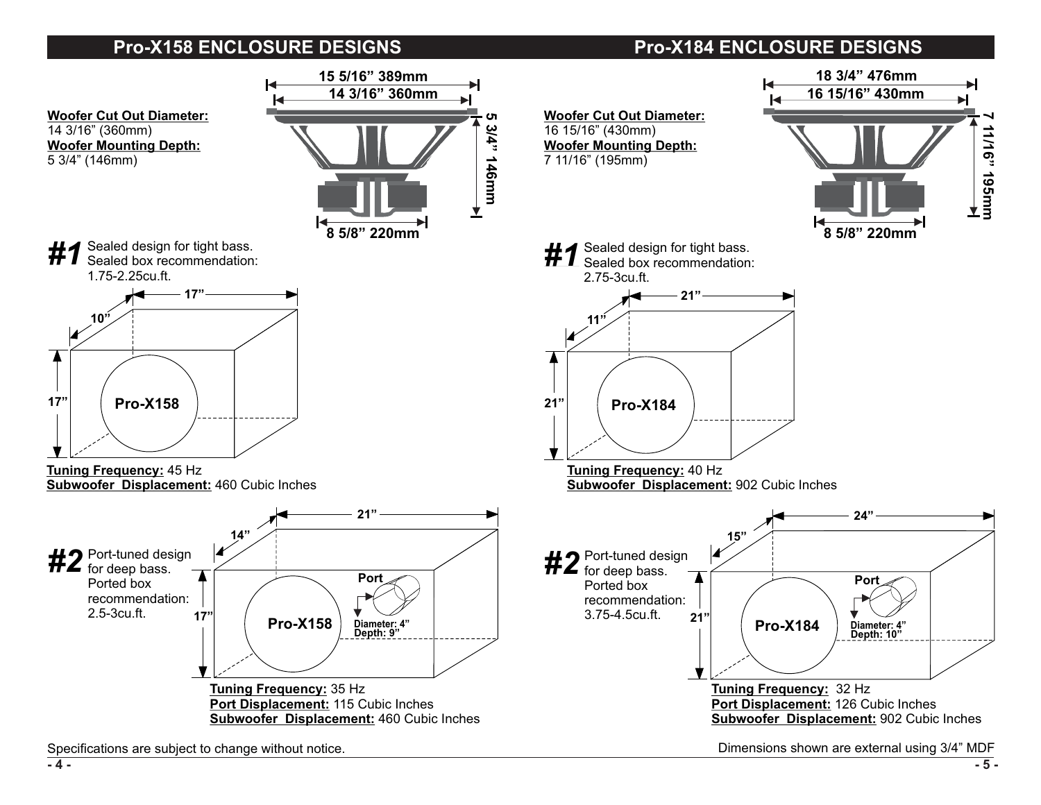## Pro-X158 ENCLOSURE DESIGNS

**Woofer Cut Out Diameter:**
14 3/16” (360mm)
**Woofer Mounting Depth:**
5 3/4” (146mm)

15 5/16” 389mm
14 3/16” 360mm
5 3/4” 146mm
8 5/8” 220mm

### #1 Sealed design for tight bass.

Sealed box recommendation:
1.75-2.25cu.ft.

17” × 10” × 17”

Pro-X158

**Tuning Frequency:** 45 Hz
**Subwoofer Displacement:** 460 Cubic Inches

### #2 Port-tuned design for deep bass.

Ported box recommendation:
2.5-3cu.ft.

21” × 14” × 17”

Pro-X158

Port
Diameter: 4”
Depth: 9”

**Tuning Frequency:** 35 Hz
**Port Displacement:** 115 Cubic Inches
**Subwoofer Displacement:** 460 Cubic Inches

## Pro-X184 ENCLOSURE DESIGNS

**Woofer Cut Out Diameter:**
16 15/16” (430mm)
**Woofer Mounting Depth:**
7 11/16” (195mm)

18 3/4” 476mm
16 15/16” 430mm
7 11/16” 195mm
8 5/8” 220mm

### #1 Sealed design for tight bass.

Sealed box recommendation:
2.75-3cu.ft.

21” × 11” × 21”

Pro-X184

**Tuning Frequency:** 40 Hz
**Subwoofer Displacement:** 902 Cubic Inches

### #2 Port-tuned design for deep bass.

Ported box recommendation:
3.75-4.5cu.ft.

24” × 15” × 21”

Pro-X184

Port
Diameter: 4”
Depth: 10”

**Tuning Frequency:** 32 Hz
**Port Displacement:** 126 Cubic Inches
**Subwoofer Displacement:** 902 Cubic Inches

Specifications are subject to change without notice.

Dimensions shown are external using 3/4” MDF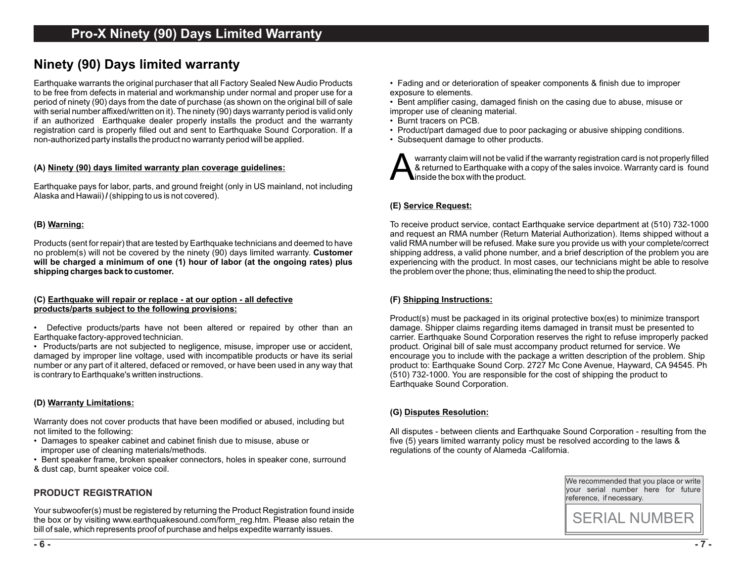# Pro-X Ninety (90) Days Limited Warranty

## Ninety (90) Days limited warranty

Earthquake warrants the original purchaser that all Factory Sealed New Audio Products to be free from defects in material and workmanship under normal and proper use for a period of ninety (90) days from the date of purchase (as shown on the original bill of sale with serial number affixed/written on it). The ninety (90) days warranty period is valid only if an authorized Earthquake dealer properly installs the product and the warranty registration card is properly filled out and sent to Earthquake Sound Corporation. If a non-authorized party installs the product no warranty period will be applied.

**(A) Ninety (90) days limited warranty plan coverage guidelines:**

Earthquake pays for labor, parts, and ground freight (only in US mainland, not including Alaska and Hawaii) / (shipping to us is not covered).

**(B) Warning:**

Products (sent for repair) that are tested by Earthquake technicians and deemed to have no problem(s) will not be covered by the ninety (90) days limited warranty. **Customer will be charged a minimum of one (1) hour of labor (at the ongoing rates) plus shipping charges back to customer.**

**(C) Earthquake will repair or replace - at our option - all defective products/parts subject to the following provisions:**

- Defective products/parts have not been altered or repaired by other than an Earthquake factory-approved technician.
- Products/parts are not subjected to negligence, misuse, improper use or accident, damaged by improper line voltage, used with incompatible products or have its serial number or any part of it altered, defaced or removed, or have been used in any way that is contrary to Earthquake's written instructions.

**(D) Warranty Limitations:**

Warranty does not cover products that have been modified or abused, including but not limited to the following:

- Damages to speaker cabinet and cabinet finish due to misuse, abuse or improper use of cleaning materials/methods.
- Bent speaker frame, broken speaker connectors, holes in speaker cone, surround & dust cap, burnt speaker voice coil.
- Fading and or deterioration of speaker components & finish due to improper exposure to elements.
- Bent amplifier casing, damaged finish on the casing due to abuse, misuse or improper use of cleaning material.
- Burnt tracers on PCB.
- Product/part damaged due to poor packaging or abusive shipping conditions.
- Subsequent damage to other products.

A warranty claim will not be valid if the warranty registration card is not properly filled & returned to Earthquake with a copy of the sales invoice. Warranty card is found inside the box with the product.

**(E) Service Request:**

To receive product service, contact Earthquake service department at (510) 732-1000 and request an RMA number (Return Material Authorization). Items shipped without a valid RMA number will be refused. Make sure you provide us with your complete/correct shipping address, a valid phone number, and a brief description of the problem you are experiencing with the product. In most cases, our technicians might be able to resolve the problem over the phone; thus, eliminating the need to ship the product.

**(F) Shipping Instructions:**

Product(s) must be packaged in its original protective box(es) to minimize transport damage. Shipper claims regarding items damaged in transit must be presented to carrier. Earthquake Sound Corporation reserves the right to refuse improperly packed product. Original bill of sale must accompany product returned for service. We encourage you to include with the package a written description of the problem. Ship product to: Earthquake Sound Corp. 2727 Mc Cone Avenue, Hayward, CA 94545. Ph (510) 732-1000. You are responsible for the cost of shipping the product to Earthquake Sound Corporation.

**(G) Disputes Resolution:**

All disputes - between clients and Earthquake Sound Corporation - resulting from the five (5) years limited warranty policy must be resolved according to the laws & regulations of the county of Alameda -California.

### PRODUCT REGISTRATION

Your subwoofer(s) must be registered by returning the Product Registration found inside the box or by visiting www.earthquakesound.com/form_reg.htm. Please also retain the bill of sale, which represents proof of purchase and helps expedite warranty issues.

We recommended that you place or write your serial number here for future reference, if necessary.

SERIAL NUMBER